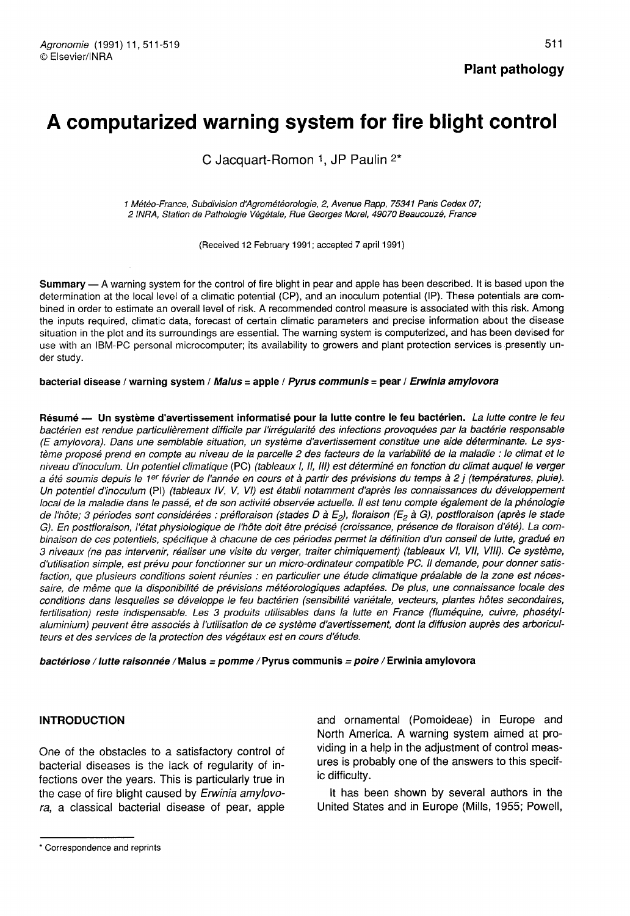Plant pathology

# A computarized warning system for fire blight control

C Jacquart-Romon [1], JP Paulin [2*]

[1] Météo-France, Subdivision d'Agrométéorologie, 2, Avenue Rapp, 75341 Paris Cedex 07;
[2] INRA, Station de Pathologie Végétale, Rue Georges Morel, 49070 Beaucouzé, France

(Received 12 February 1991; accepted 7 april 1991)

**Summary** — A warning system for the control of fire blight in pear and apple has been described. It is based upon the determination at the local level of a climatic potential (CP), and an inoculum potential (IP). These potentials are combined in order to estimate an overall level of risk. A recommended control measure is associated with this risk. Among the inputs required, climatic data, forecast of certain climatic parameters and precise information about the disease situation in the plot and its surroundings are essential. The warning system is computerized, and has been devised for use with an IBM-PC personal microcomputer; its availability to growers and plant protection services is presently under study.

**bacterial disease / warning system / *Malus* = apple / *Pyrus communis* = pear / *Erwinia amylovora***

**Résumé — Un système d'avertissement informatisé pour la lutte contre le feu bactérien.** *La lutte contre le feu bactérien est rendue particulièrement difficile par l'irrégularité des infections provoquées par la bactérie responsable (E amylovora). Dans une semblable situation, un système d'avertissement constitue une aide déterminante. Le système proposé prend en compte au niveau de la parcelle 2 des facteurs de la variabilité de la maladie : le climat et le niveau d'inoculum. Un potentiel climatique (PC) (tableaux I, II, III) est déterminé en fonction du climat auquel le verger a été soumis depuis le 1<sup>er</sup> février de l'année en cours et à partir des prévisions du temps à 2 j (températures, pluie). Un potentiel d'inoculum (PI) (tableaux IV, V, VI) est établi notamment d'après les connaissances du développement local de la maladie dans le passé, et de son activité observée actuelle. Il est tenu compte également de la phénologie de l'hôte; 3 périodes sont considérées : préfloraison (stades D à $E_2$), floraison ($E_2$ à G), postfloraison (après le stade G). En postfloraison, l'état physiologique de l'hôte doit être précisé (croissance, présence de floraison d'été). La combinaison de ces potentiels, spécifique à chacune de ces périodes permet la définition d'un conseil de lutte, gradué en 3 niveaux (ne pas intervenir, réaliser une visite du verger, traiter chimiquement) (tableaux VI, VII, VIII). Ce système, d'utilisation simple, est prévu pour fonctionner sur un micro-ordinateur compatible PC. Il demande, pour donner satisfaction, que plusieurs conditions soient réunies : en particulier une étude climatique préalable de la zone est nécessaire, de même que la disponibilité de prévisions météorologiques adaptées. De plus, une connaissance locale des conditions dans lesquelles se développe le feu bactérien (sensibilité variétale, vecteurs, plantes hôtes secondaires, fertilisation) reste indispensable. Les 3 produits utilisables dans la lutte en France (fluméquine, cuivre, phosétyl-aluminium) peuvent être associés à l'utilisation de ce système d'avertissement, dont la diffusion auprès des arboriculteurs et des services de la protection des végétaux est en cours d'étude.*

***bactériose / lutte raisonnée /* Malus *= pomme /* Pyrus communis *= poire /* Erwinia amylovora**

## INTRODUCTION

One of the obstacles to a satisfactory control of bacterial diseases is the lack of regularity of infections over the years. This is particularly true in the case of fire blight caused by *Erwinia amylovora*, a classical bacterial disease of pear, apple and ornamental (Pomoideae) in Europe and North America. A warning system aimed at providing in a help in the adjustment of control measures is probably one of the answers to this specific difficulty.

It has been shown by several authors in the United States and in Europe (Mills, 1955; Powell,

* Correspondence and reprints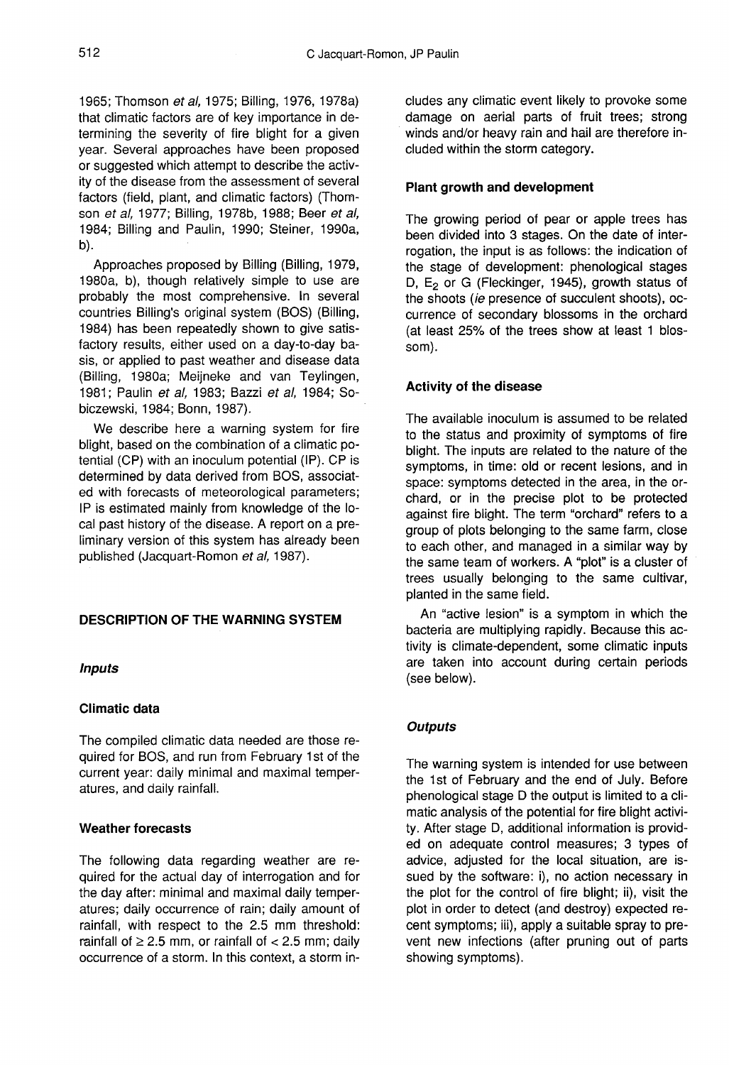1965; Thomson *et al,* 1975; Billing, 1976, 1978a) that climatic factors are of key importance in determining the severity of fire blight for a given year. Several approaches have been proposed or suggested which attempt to describe the activity of the disease from the assessment of several factors (field, plant, and climatic factors) (Thomson *et al,* 1977; Billing, 1978b, 1988; Beer *et al,* 1984; Billing and Paulin, 1990; Steiner, 1990a, b).

Approaches proposed by Billing (Billing, 1979, 1980a, b), though relatively simple to use are probably the most comprehensive. In several countries Billing's original system (BOS) (Billing, 1984) has been repeatedly shown to give satisfactory results, either used on a day-to-day basis, or applied to past weather and disease data (Billing, 1980a; Meijneke and van Teylingen, 1981; Paulin *et al,* 1983; Bazzi *et al,* 1984; Sobiczewski, 1984; Bonn, 1987).

We describe here a warning system for fire blight, based on the combination of a climatic potential (CP) with an inoculum potential (IP). CP is determined by data derived from BOS, associated with forecasts of meteorological parameters; IP is estimated mainly from knowledge of the local past history of the disease. A report on a preliminary version of this system has already been published (Jacquart-Romon *et al,* 1987).

## DESCRIPTION OF THE WARNING SYSTEM

### *Inputs*

#### Climatic data

The compiled climatic data needed are those required for BOS, and run from February 1st of the current year: daily minimal and maximal temperatures, and daily rainfall.

#### Weather forecasts

The following data regarding weather are required for the actual day of interrogation and for the day after: minimal and maximal daily temperatures; daily occurrence of rain; daily amount of rainfall, with respect to the 2.5 mm threshold: rainfall of $\geq 2.5$ mm, or rainfall of $< 2.5$ mm; daily occurrence of a storm. In this context, a storm includes any climatic event likely to provoke some damage on aerial parts of fruit trees; strong winds and/or heavy rain and hail are therefore included within the storm category.

#### Plant growth and development

The growing period of pear or apple trees has been divided into 3 stages. On the date of interrogation, the input is as follows: the indication of the stage of development: phenological stages D, $E_2$ or G (Fleckinger, 1945), growth status of the shoots (*ie* presence of succulent shoots), occurrence of secondary blossoms in the orchard (at least 25% of the trees show at least 1 blossom).

#### Activity of the disease

The available inoculum is assumed to be related to the status and proximity of symptoms of fire blight. The inputs are related to the nature of the symptoms, in time: old or recent lesions, and in space: symptoms detected in the area, in the orchard, or in the precise plot to be protected against fire blight. The term "orchard" refers to a group of plots belonging to the same farm, close to each other, and managed in a similar way by the same team of workers. A "plot" is a cluster of trees usually belonging to the same cultivar, planted in the same field.

An "active lesion" is a symptom in which the bacteria are multiplying rapidly. Because this activity is climate-dependent, some climatic inputs are taken into account during certain periods (see below).

### *Outputs*

The warning system is intended for use between the 1st of February and the end of July. Before phenological stage D the output is limited to a climatic analysis of the potential for fire blight activity. After stage D, additional information is provided on adequate control measures; 3 types of advice, adjusted for the local situation, are issued by the software: i), no action necessary in the plot for the control of fire blight; ii), visit the plot in order to detect (and destroy) expected recent symptoms; iii), apply a suitable spray to prevent new infections (after pruning out of parts showing symptoms).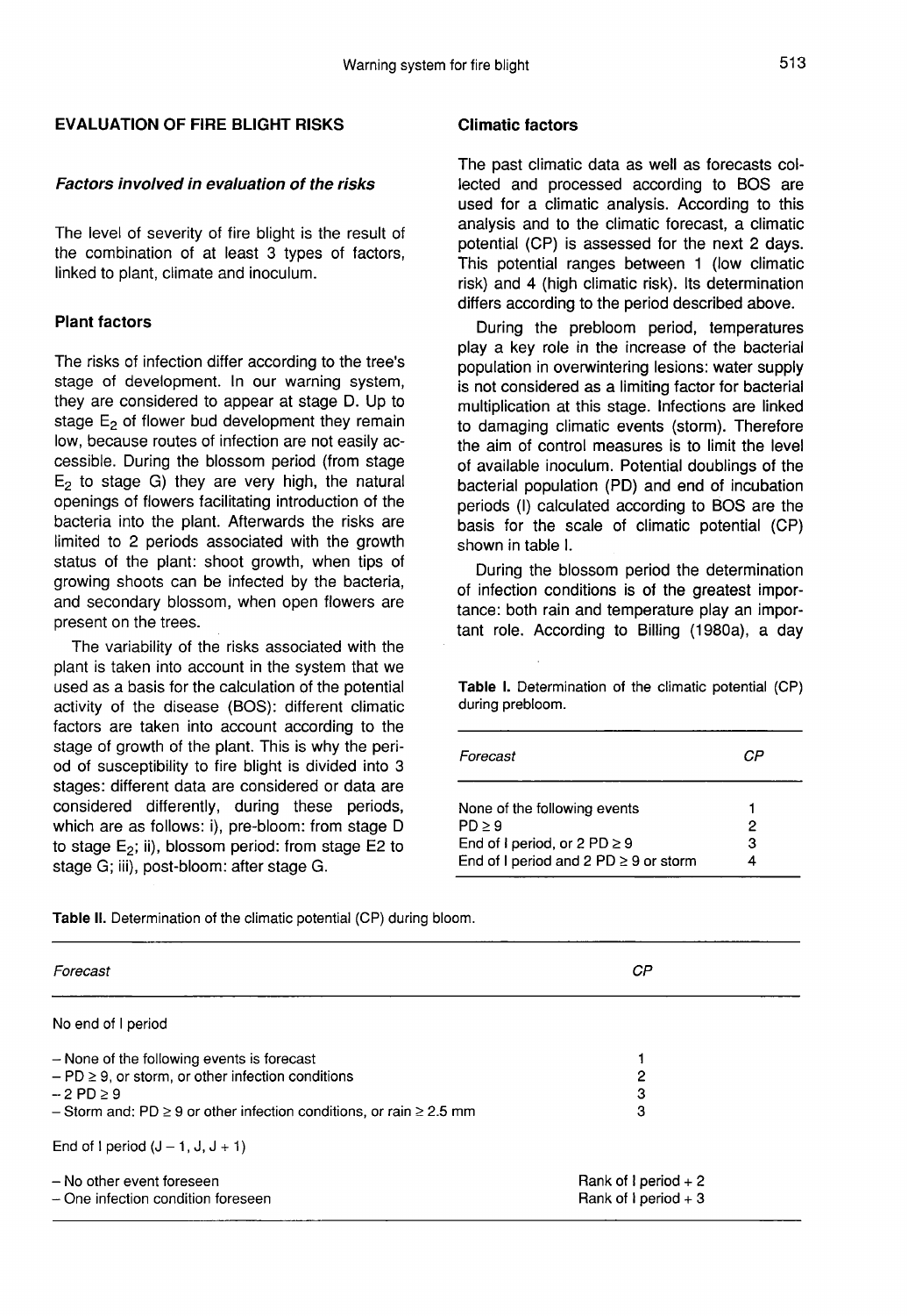## EVALUATION OF FIRE BLIGHT RISKS

### *Factors involved in evaluation of the risks*

The level of severity of fire blight is the result of the combination of at least 3 types of factors, linked to plant, climate and inoculum.

#### Plant factors

The risks of infection differ according to the tree's stage of development. In our warning system, they are considered to appear at stage D. Up to stage $E_2$ of flower bud development they remain low, because routes of infection are not easily accessible. During the blossom period (from stage $E_2$ to stage G) they are very high, the natural openings of flowers facilitating introduction of the bacteria into the plant. Afterwards the risks are limited to 2 periods associated with the growth status of the plant: shoot growth, when tips of growing shoots can be infected by the bacteria, and secondary blossom, when open flowers are present on the trees.

The variability of the risks associated with the plant is taken into account in the system that we used as a basis for the calculation of the potential activity of the disease (BOS): different climatic factors are taken into account according to the stage of growth of the plant. This is why the period of susceptibility to fire blight is divided into 3 stages: different data are considered or data are considered differently, during these periods, which are as follows: i), pre-bloom: from stage D to stage $E_2$; ii), blossom period: from stage E2 to stage G; iii), post-bloom: after stage G.

#### Climatic factors

The past climatic data as well as forecasts collected and processed according to BOS are used for a climatic analysis. According to this analysis and to the climatic forecast, a climatic potential (CP) is assessed for the next 2 days. This potential ranges between 1 (low climatic risk) and 4 (high climatic risk). Its determination differs according to the period described above.

During the prebloom period, temperatures play a key role in the increase of the bacterial population in overwintering lesions: water supply is not considered as a limiting factor for bacterial multiplication at this stage. Infections are linked to damaging climatic events (storm). Therefore the aim of control measures is to limit the level of available inoculum. Potential doublings of the bacterial population (PD) and end of incubation periods (I) calculated according to BOS are the basis for the scale of climatic potential (CP) shown in table I.

During the blossom period the determination of infection conditions is of the greatest importance: both rain and temperature play an important role. According to Billing (1980a), a day

**Table I.** Determination of the climatic potential (CP) during prebloom.

| *Forecast* | *CP* |
|---|---|
| None of the following events | 1 |
| PD ≥ 9 | 2 |
| End of I period, or 2 PD ≥ 9 | 3 |
| End of I period and 2 PD ≥ 9 or storm | 4 |

**Table II.** Determination of the climatic potential (CP) during bloom.

| *Forecast* | *CP* |
|---|---|
| No end of I period | |
| – None of the following events is forecast | 1 |
| – PD ≥ 9, or storm, or other infection conditions | 2 |
| – 2 PD ≥ 9 | 3 |
| – Storm and: PD ≥ 9 or other infection conditions, or rain ≥ 2.5 mm | 3 |
| End of I period (J – 1, J, J + 1) | |
| – No other event foreseen | Rank of I period + 2 |
| – One infection condition foreseen | Rank of I period + 3 |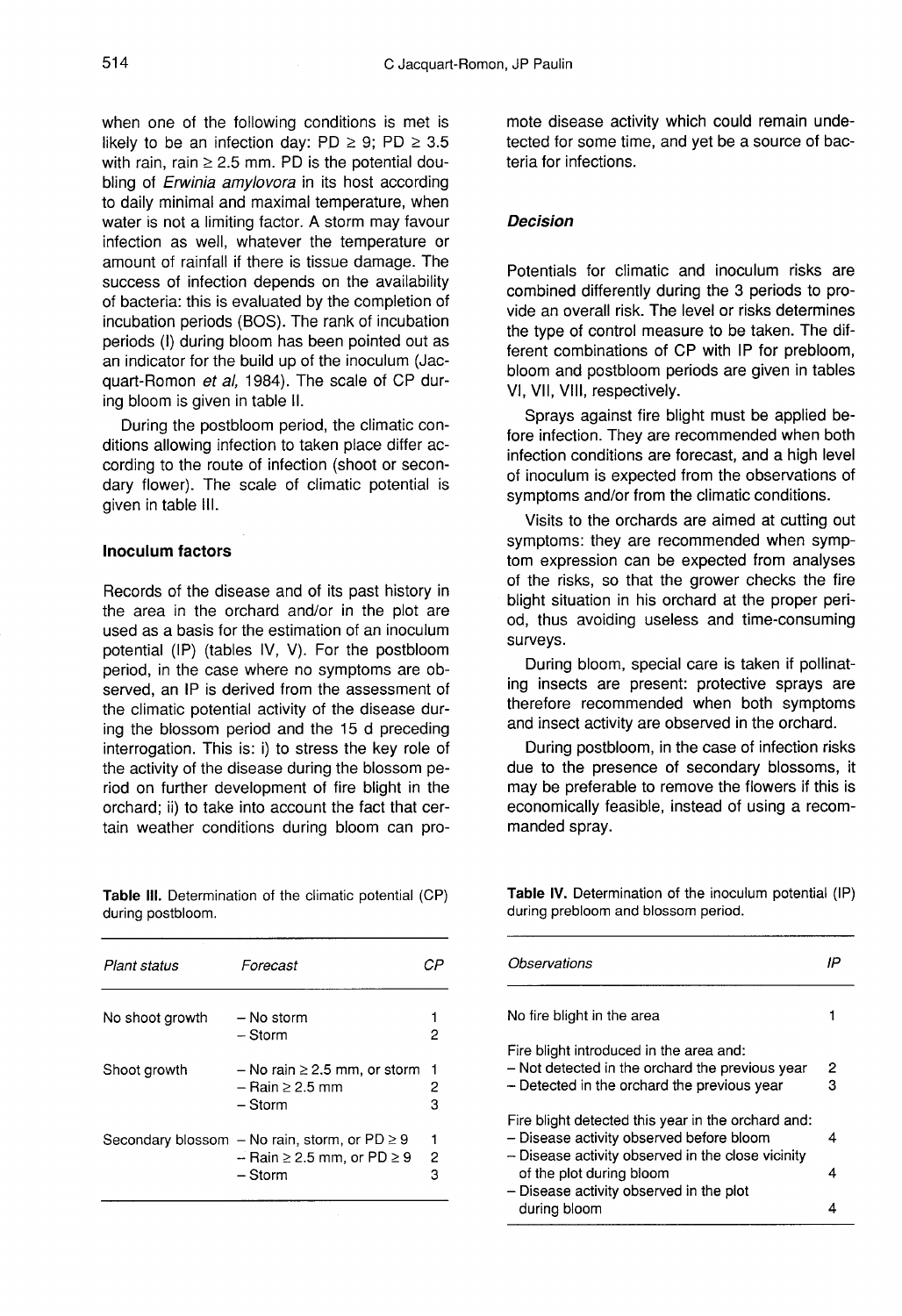when one of the following conditions is met is likely to be an infection day: PD ≥ 9; PD ≥ 3.5 with rain, rain ≥ 2.5 mm. PD is the potential doubling of *Erwinia amylovora* in its host according to daily minimal and maximal temperature, when water is not a limiting factor. A storm may favour infection as well, whatever the temperature or amount of rainfall if there is tissue damage. The success of infection depends on the availability of bacteria: this is evaluated by the completion of incubation periods (BOS). The rank of incubation periods (I) during bloom has been pointed out as an indicator for the build up of the inoculum (Jacquart-Romon *et al*, 1984). The scale of CP during bloom is given in table II.

During the postbloom period, the climatic conditions allowing infection to taken place differ according to the route of infection (shoot or secondary flower). The scale of climatic potential is given in table III.

### Inoculum factors

Records of the disease and of its past history in the area in the orchard and/or in the plot are used as a basis for the estimation of an inoculum potential (IP) (tables IV, V). For the postbloom period, in the case where no symptoms are observed, an IP is derived from the assessment of the climatic potential activity of the disease during the blossom period and the 15 d preceding interrogation. This is: i) to stress the key role of the activity of the disease during the blossom period on further development of fire blight in the orchard; ii) to take into account the fact that certain weather conditions during bloom can promote disease activity which could remain undetected for some time, and yet be a source of bacteria for infections.

### *Decision*

Potentials for climatic and inoculum risks are combined differently during the 3 periods to provide an overall risk. The level or risks determines the type of control measure to be taken. The different combinations of CP with IP for prebloom, bloom and postbloom periods are given in tables VI, VII, VIII, respectively.

Sprays against fire blight must be applied before infection. They are recommended when both infection conditions are forecast, and a high level of inoculum is expected from the observations of symptoms and/or from the climatic conditions.

Visits to the orchards are aimed at cutting out symptoms: they are recommended when symptom expression can be expected from analyses of the risks, so that the grower checks the fire blight situation in his orchard at the proper period, thus avoiding useless and time-consuming surveys.

During bloom, special care is taken if pollinating insects are present: protective sprays are therefore recommended when both symptoms and insect activity are observed in the orchard.

During postbloom, in the case of infection risks due to the presence of secondary blossoms, it may be preferable to remove the flowers if this is economically feasible, instead of using a recommanded spray.

**Table III.** Determination of the climatic potential (CP) during postbloom.

| *Plant status* | *Forecast* | *CP* |
|---|---|---|
| No shoot growth | – No storm | 1 |
| | – Storm | 2 |
| Shoot growth | – No rain ≥ 2.5 mm, or storm | 1 |
| | – Rain ≥ 2.5 mm | 2 |
| | – Storm | 3 |
| Secondary blossom | – No rain, storm, or PD ≥ 9 | 1 |
| | – Rain ≥ 2.5 mm, or PD ≥ 9 | 2 |
| | – Storm | 3 |

**Table IV.** Determination of the inoculum potential (IP) during prebloom and blossom period.

| *Observations* | *IP* |
|---|---|
| No fire blight in the area | 1 |
| Fire blight introduced in the area and: | |
| – Not detected in the orchard the previous year | 2 |
| – Detected in the orchard the previous year | 3 |
| Fire blight detected this year in the orchard and: | |
| – Disease activity observed before bloom | 4 |
| – Disease activity observed in the close vicinity of the plot during bloom | 4 |
| – Disease activity observed in the plot during bloom | 4 |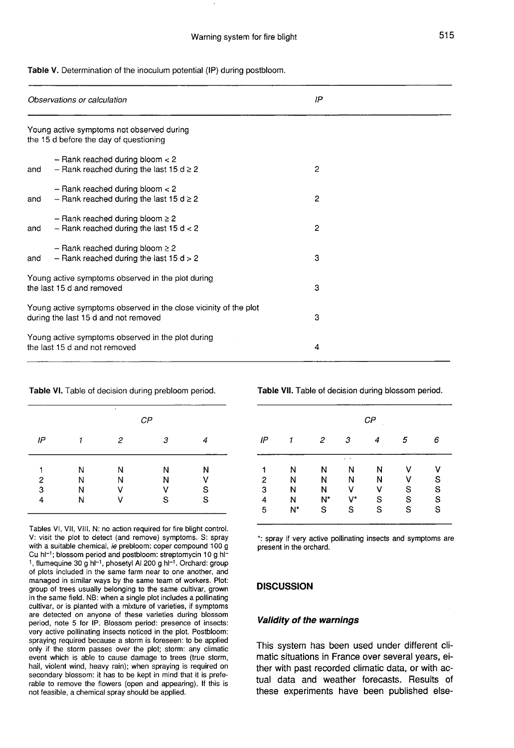**Table V.** Determination of the inoculum potential (IP) during postbloom.

| *Observations or calculation* | *IP* |
|---|---|
| Young active symptoms not observed during the 15 d before the day of questioning | |
| – Rank reached during bloom < 2 and – Rank reached during the last 15 d ≥ 2 | 2 |
| – Rank reached during bloom < 2 and – Rank reached during the last 15 d ≥ 2 | 2 |
| – Rank reached during bloom ≥ 2 and – Rank reached during the last 15 d < 2 | 2 |
| – Rank reached during bloom ≥ 2 and – Rank reached during the last 15 d > 2 | 3 |
| Young active symptoms observed in the plot during the last 15 d and removed | 3 |
| Young active symptoms observed in the close vicinity of the plot during the last 15 d and not removed | 3 |
| Young active symptoms observed in the plot during the last 15 d and not removed | 4 |

**Table VI.** Table of decision during prebloom period.

| *IP* | *CP* | | | |
|---|---|---|---|---|
| | *1* | *2* | *3* | *4* |
| 1 | N | N | N | N |
| 2 | N | N | N | V |
| 3 | N | V | V | S |
| 4 | N | V | S | S |

Tables VI, VII, VIII. N: no action required for fire blight control. V: visit the plot to detect (and remove) symptoms. S: spray with a suitable chemical, *ie* prebloom: coper compound 100 g Cu $hl^{-1}$; blossom period and postbloom: streptomycin 10 g $hl^{-1}$, flumequine 30 g $hl^{-1}$, phosetyl Al 200 g $hl^{-1}$. Orchard: group of plots included in the same farm near to one another, and managed in similar ways by the same team of workers. Plot: group of trees usually belonging to the same cultivar, grown in the same field. NB: when a single plot includes a pollinating cultivar, or is planted with a mixture of varieties, if symptoms are detected on anyone of these varieties during blossom period, note 5 for IP. Blossom period: presence of insects: very active pollinating insects noticed in the plot. Postbloom: spraying required because a storm is foreseen: to be applied only if the storm passes over the plot; storm: any climatic event which is able to cause damage to trees (true storm, hail, violent wind, heavy rain); when spraying is required on secondary blossom: it has to be kept in mind that it is preferable to remove the flowers (open and appearing). If this is not feasible, a chemical spray should be applied.

**Table VII.** Table of decision during blossom period.

| *IP* | *CP* | | | | | |
|---|---|---|---|---|---|---|
| | *1* | *2* | *3* | *4* | *5* | *6* |
| 1 | N | N | N | N | V | V |
| 2 | N | N | N | N | V | S |
| 3 | N | N | V | V | S | S |
| 4 | N | N* | V* | S | S | S |
| 5 | N* | S | S | S | S | S |

*: spray if very active pollinating insects and symptoms are present in the orchard.

## DISCUSSION

### *Validity of the warnings*

This system has been used under different climatic situations in France over several years, either with past recorded climatic data, or with actual data and weather forecasts. Results of these experiments have been published else-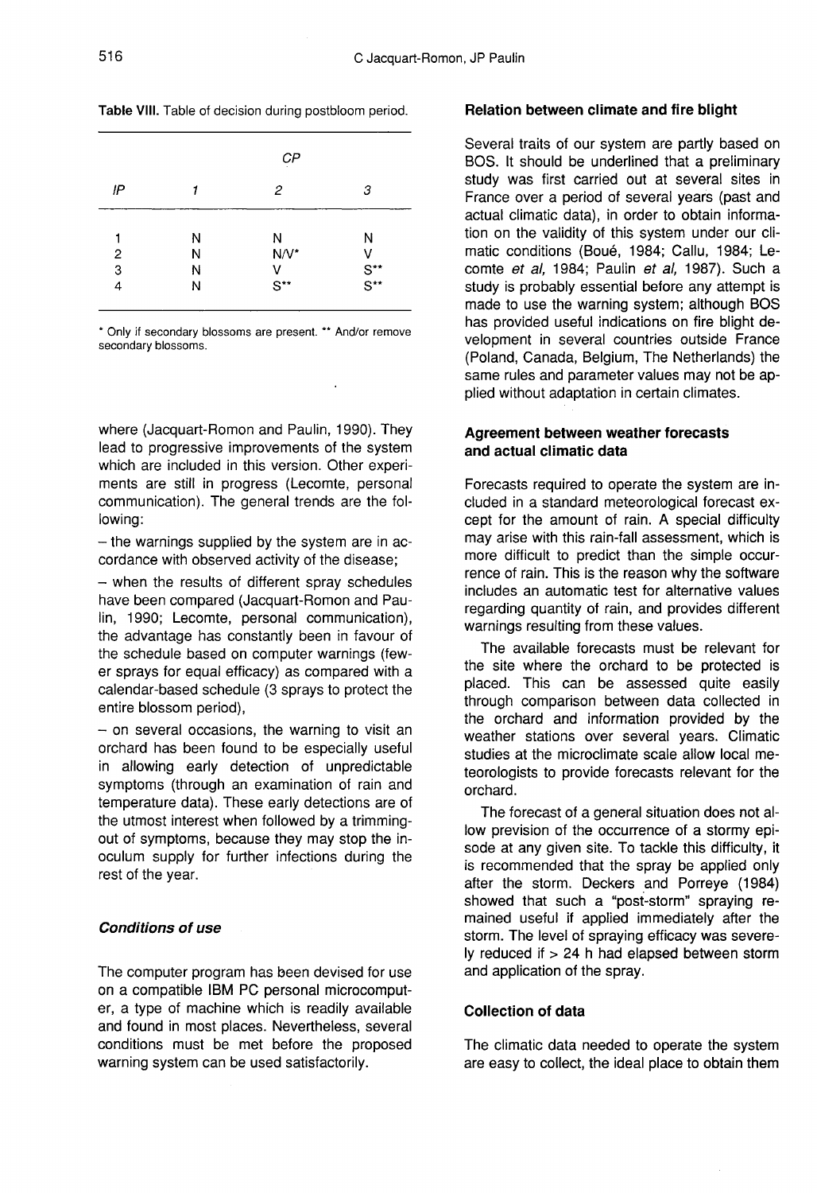Table VIII. Table of decision during postbloom period.

| IP | CP 1 | CP 2 | CP 3 |
|---|---|---|---|
| 1 | N | N | N |
| 2 | N | N/V* | V |
| 3 | N | V | S** |
| 4 | N | S** | S** |

* Only if secondary blossoms are present. ** And/or remove secondary blossoms.

where (Jacquart-Romon and Paulin, 1990). They lead to progressive improvements of the system which are included in this version. Other experiments are still in progress (Lecomte, personal communication). The general trends are the following:

– the warnings supplied by the system are in accordance with observed activity of the disease;

– when the results of different spray schedules have been compared (Jacquart-Romon and Paulin, 1990; Lecomte, personal communication), the advantage has constantly been in favour of the schedule based on computer warnings (fewer sprays for equal efficacy) as compared with a calendar-based schedule (3 sprays to protect the entire blossom period),

– on several occasions, the warning to visit an orchard has been found to be especially useful in allowing early detection of unpredictable symptoms (through an examination of rain and temperature data). These early detections are of the utmost interest when followed by a trimming-out of symptoms, because they may stop the inoculum supply for further infections during the rest of the year.

### *Conditions of use*

The computer program has been devised for use on a compatible IBM PC personal microcomputer, a type of machine which is readily available and found in most places. Nevertheless, several conditions must be met before the proposed warning system can be used satisfactorily.

#### Relation between climate and fire blight

Several traits of our system are partly based on BOS. It should be underlined that a preliminary study was first carried out at several sites in France over a period of several years (past and actual climatic data), in order to obtain information on the validity of this system under our climatic conditions (Boué, 1984; Callu, 1984; Lecomte *et al*, 1984; Paulin *et al*, 1987). Such a study is probably essential before any attempt is made to use the warning system; although BOS has provided useful indications on fire blight development in several countries outside France (Poland, Canada, Belgium, The Netherlands) the same rules and parameter values may not be applied without adaptation in certain climates.

#### Agreement between weather forecasts and actual climatic data

Forecasts required to operate the system are included in a standard meteorological forecast except for the amount of rain. A special difficulty may arise with this rain-fall assessment, which is more difficult to predict than the simple occurrence of rain. This is the reason why the software includes an automatic test for alternative values regarding quantity of rain, and provides different warnings resulting from these values.

The available forecasts must be relevant for the site where the orchard to be protected is placed. This can be assessed quite easily through comparison between data collected in the orchard and information provided by the weather stations over several years. Climatic studies at the microclimate scale allow local meteorologists to provide forecasts relevant for the orchard.

The forecast of a general situation does not allow prevision of the occurrence of a stormy episode at any given site. To tackle this difficulty, it is recommended that the spray be applied only after the storm. Deckers and Porreye (1984) showed that such a "post-storm" spraying remained useful if applied immediately after the storm. The level of spraying efficacy was severely reduced if > 24 h had elapsed between storm and application of the spray.

#### Collection of data

The climatic data needed to operate the system are easy to collect, the ideal place to obtain them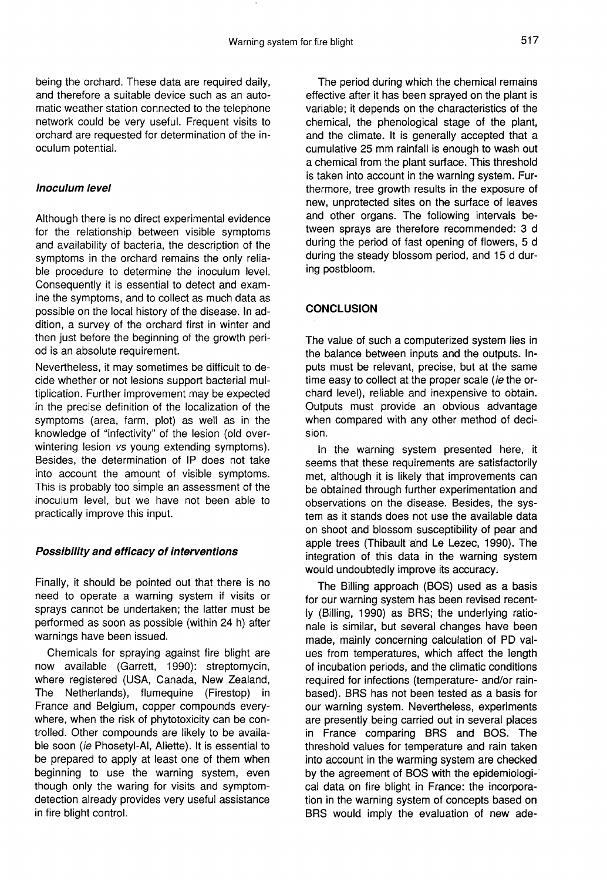being the orchard. These data are required daily, and therefore a suitable device such as an automatic weather station connected to the telephone network could be very useful. Frequent visits to orchard are requested for determination of the inoculum potential.

### *Inoculum level*

Although there is no direct experimental evidence for the relationship between visible symptoms and availability of bacteria, the description of the symptoms in the orchard remains the only reliable procedure to determine the inoculum level. Consequently it is essential to detect and examine the symptoms, and to collect as much data as possible on the local history of the disease. In addition, a survey of the orchard first in winter and then just before the beginning of the growth period is an absolute requirement.

Nevertheless, it may sometimes be difficult to decide whether or not lesions support bacterial multiplication. Further improvement may be expected in the precise definition of the localization of the symptoms (area, farm, plot) as well as in the knowledge of "infectivity" of the lesion (old overwintering lesion *vs* young extending symptoms). Besides, the determination of IP does not take into account the amount of visible symptoms. This is probably too simple an assessment of the inoculum level, but we have not been able to practically improve this input.

### *Possibility and efficacy of interventions*

Finally, it should be pointed out that there is no need to operate a warning system if visits or sprays cannot be undertaken; the latter must be performed as soon as possible (within 24 h) after warnings have been issued.

Chemicals for spraying against fire blight are now available (Garrett, 1990): streptomycin, where registered (USA, Canada, New Zealand, The Netherlands), flumequine (Firestop) in France and Belgium, copper compounds everywhere, when the risk of phytotoxicity can be controlled. Other compounds are likely to be available soon (*ie* Phosetyl-Al, Aliette). It is essential to be prepared to apply at least one of them when beginning to use the warning system, even though only the waring for visits and symptom-detection already provides very useful assistance in fire blight control.

The period during which the chemical remains effective after it has been sprayed on the plant is variable; it depends on the characteristics of the chemical, the phenological stage of the plant, and the climate. It is generally accepted that a cumulative 25 mm rainfall is enough to wash out a chemical from the plant surface. This threshold is taken into account in the warning system. Furthermore, tree growth results in the exposure of new, unprotected sites on the surface of leaves and other organs. The following intervals between sprays are therefore recommended: 3 d during the period of fast opening of flowers, 5 d during the steady blossom period, and 15 d during postbloom.

## CONCLUSION

The value of such a computerized system lies in the balance between inputs and the outputs. Inputs must be relevant, precise, but at the same time easy to collect at the proper scale (*ie* the orchard level), reliable and inexpensive to obtain. Outputs must provide an obvious advantage when compared with any other method of decision.

In the warning system presented here, it seems that these requirements are satisfactorily met, although it is likely that improvements can be obtained through further experimentation and observations on the disease. Besides, the system as it stands does not use the available data on shoot and blossom susceptibility of pear and apple trees (Thibault and Le Lezec, 1990). The integration of this data in the warning system would undoubtedly improve its accuracy.

The Billing approach (BOS) used as a basis for our warning system has been revised recently (Billing, 1990) as BRS; the underlying rationale is similar, but several changes have been made, mainly concerning calculation of PD values from temperatures, which affect the length of incubation periods, and the climatic conditions required for infections (temperature- and/or rain-based). BRS has not been tested as a basis for our warning system. Nevertheless, experiments are presently being carried out in several places in France comparing BRS and BOS. The threshold values for temperature and rain taken into account in the warming system are checked by the agreement of BOS with the epidemiological data on fire blight in France: the incorporation in the warning system of concepts based on BRS would imply the evaluation of new ade-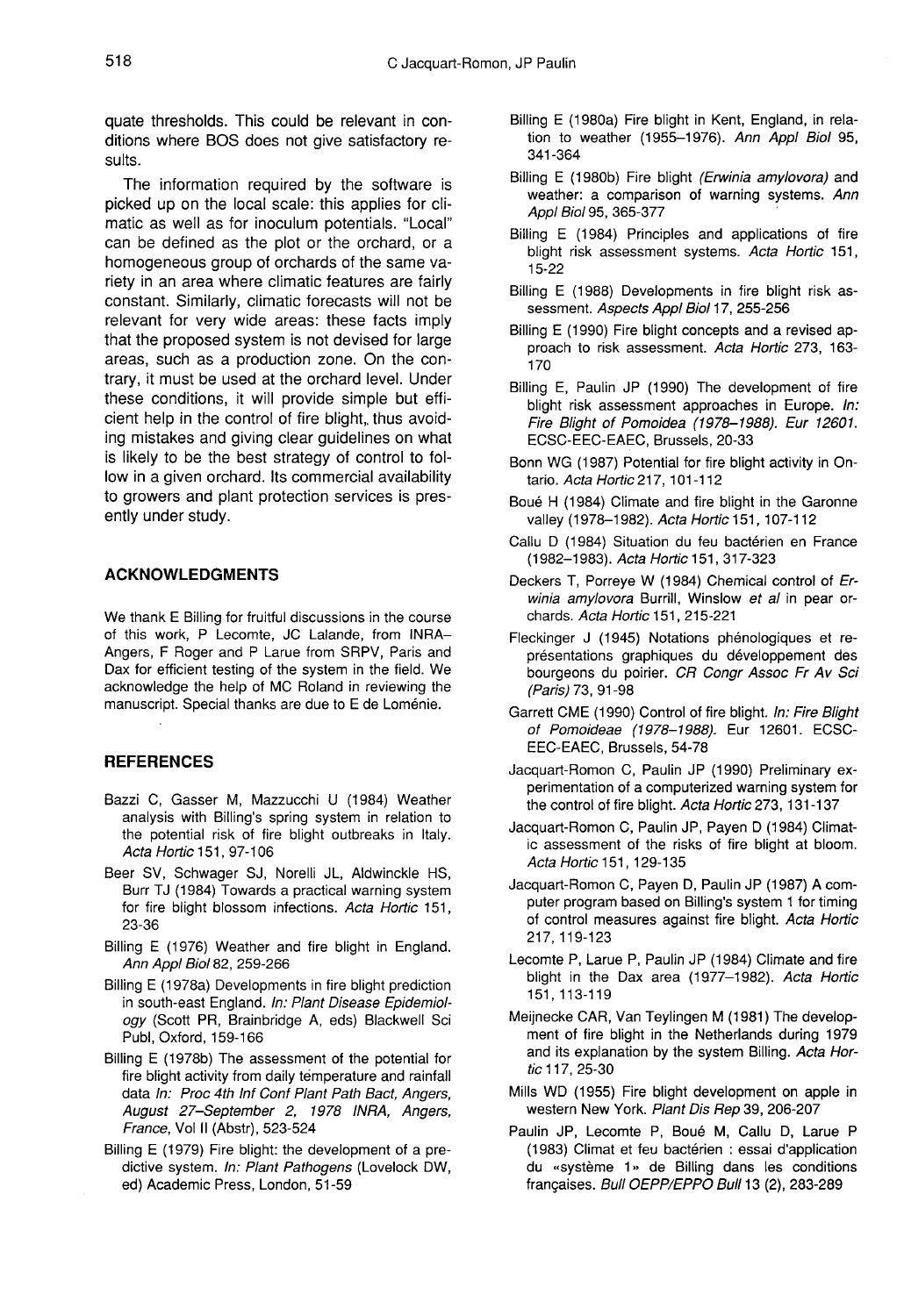quate thresholds. This could be relevant in conditions where BOS does not give satisfactory results.

The information required by the software is picked up on the local scale: this applies for climatic as well as for inoculum potentials. "Local" can be defined as the plot or the orchard, or a homogeneous group of orchards of the same variety in an area where climatic features are fairly constant. Similarly, climatic forecasts will not be relevant for very wide areas: these facts imply that the proposed system is not devised for large areas, such as a production zone. On the contrary, it must be used at the orchard level. Under these conditions, it will provide simple but efficient help in the control of fire blight, thus avoiding mistakes and giving clear guidelines on what is likely to be the best strategy of control to follow in a given orchard. Its commercial availability to growers and plant protection services is presently under study.

## ACKNOWLEDGMENTS

We thank E Billing for fruitful discussions in the course of this work, P Lecomte, JC Lalande, from INRA–Angers, F Roger and P Larue from SRPV, Paris and Dax for efficient testing of the system in the field. We acknowledge the help of MC Roland in reviewing the manuscript. Special thanks are due to E de Loménie.

## REFERENCES

Bazzi C, Gasser M, Mazzucchi U (1984) Weather analysis with Billing's spring system in relation to the potential risk of fire blight outbreaks in Italy. *Acta Hortic* 151, 97-106

Beer SV, Schwager SJ, Norelli JL, Aldwinckle HS, Burr TJ (1984) Towards a practical warning system for fire blight blossom infections. *Acta Hortic* 151, 23-36

Billing E (1976) Weather and fire blight in England. *Ann Appl Biol* 82, 259-266

Billing E (1978a) Developments in fire blight prediction in south-east England. *In: Plant Disease Epidemiology* (Scott PR, Brainbridge A, eds) Blackwell Sci Publ, Oxford, 159-166

Billing E (1978b) The assessment of the potential for fire blight activity from daily temperature and rainfall data *In: Proc 4th Inf Conf Plant Path Bact, Angers, August 27–September 2, 1978 INRA, Angers, France*, Vol II (Abstr), 523-524

Billing E (1979) Fire blight: the development of a predictive system. *In: Plant Pathogens* (Lovelock DW, ed) Academic Press, London, 51-59

Billing E (1980a) Fire blight in Kent, England, in relation to weather (1955–1976). *Ann Appl Biol* 95, 341-364

Billing E (1980b) Fire blight *(Erwinia amylovora)* and weather: a comparison of warning systems. *Ann Appl Biol* 95, 365-377

Billing E (1984) Principles and applications of fire blight risk assessment systems. *Acta Hortic* 151, 15-22

Billing E (1988) Developments in fire blight risk assessment. *Aspects Appl Biol* 17, 255-256

Billing E (1990) Fire blight concepts and a revised approach to risk assessment. *Acta Hortic* 273, 163-170

Billing E, Paulin JP (1990) The development of fire blight risk assessment approaches in Europe. *In: Fire Blight of Pomoidea (1978–1988). Eur 12601.* ECSC-EEC-EAEC, Brussels, 20-33

Bonn WG (1987) Potential for fire blight activity in Ontario. *Acta Hortic* 217, 101-112

Boué H (1984) Climate and fire blight in the Garonne valley (1978–1982). *Acta Hortic* 151, 107-112

Callu D (1984) Situation du feu bactérien en France (1982–1983). *Acta Hortic* 151, 317-323

Deckers T, Porreye W (1984) Chemical control of *Erwinia amylovora* Burrill, Winslow *et al* in pear orchards. *Acta Hortic* 151, 215-221

Fleckinger J (1945) Notations phénologiques et représentations graphiques du développement des bourgeons du poirier. *CR Congr Assoc Fr Av Sci (Paris)* 73, 91-98

Garrett CME (1990) Control of fire blight. *In: Fire Blight of Pomoideae (1978–1988).* Eur 12601. ECSC-EEC-EAEC, Brussels, 54-78

Jacquart-Romon C, Paulin JP (1990) Preliminary experimentation of a computerized warning system for the control of fire blight. *Acta Hortic* 273, 131-137

Jacquart-Romon C, Paulin JP, Payen D (1984) Climatic assessment of the risks of fire blight at bloom. *Acta Hortic* 151, 129-135

Jacquart-Romon C, Payen D, Paulin JP (1987) A computer program based on Billing's system 1 for timing of control measures against fire blight. *Acta Hortic* 217, 119-123

Lecomte P, Larue P, Paulin JP (1984) Climate and fire blight in the Dax area (1977–1982). *Acta Hortic* 151, 113-119

Meijnecke CAR, Van Teylingen M (1981) The development of fire blight in the Netherlands during 1979 and its explanation by the system Billing. *Acta Hortic* 117, 25-30

Mills WD (1955) Fire blight development on apple in western New York. *Plant Dis Rep* 39, 206-207

Paulin JP, Lecomte P, Boué M, Callu D, Larue P (1983) Climat et feu bactérien : essai d'application du «système 1» de Billing dans les conditions françaises. *Bull OEPP/EPPO Bull* 13 (2), 283-289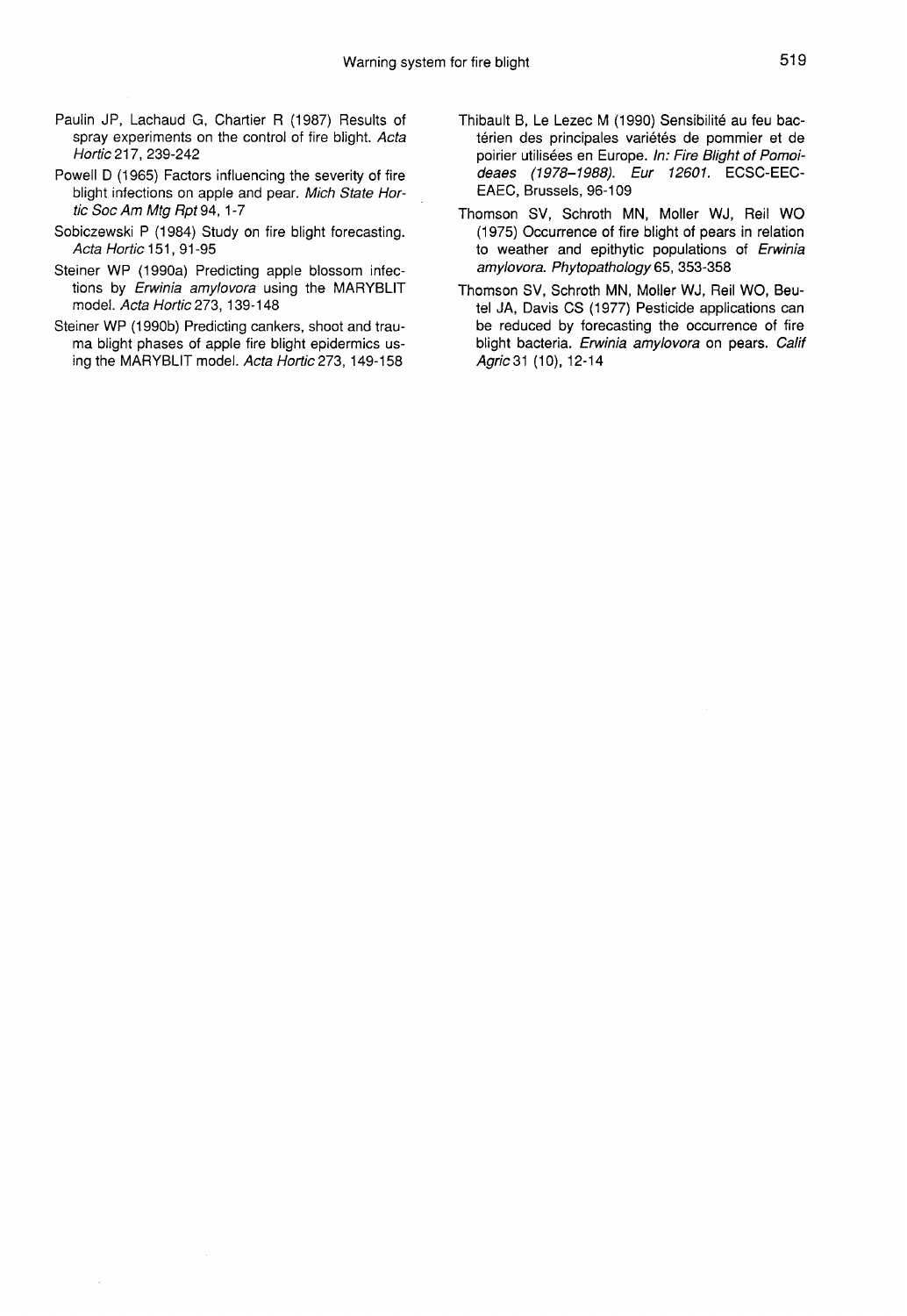Paulin JP, Lachaud G, Chartier R (1987) Results of spray experiments on the control of fire blight. *Acta Hortic* 217, 239-242

Powell D (1965) Factors influencing the severity of fire blight infections on apple and pear. *Mich State Hortic Soc Am Mtg Rpt* 94, 1-7

Sobiczewski P (1984) Study on fire blight forecasting. *Acta Hortic* 151, 91-95

Steiner WP (1990a) Predicting apple blossom infections by *Erwinia amylovora* using the MARYBLIT model. *Acta Hortic* 273, 139-148

Steiner WP (1990b) Predicting cankers, shoot and trauma blight phases of apple fire blight epidermics using the MARYBLIT model. *Acta Hortic* 273, 149-158

Thibault B, Le Lezec M (1990) Sensibilité au feu bactérien des principales variétés de pommier et de poirier utilisées en Europe. *In: Fire Blight of Pomoideaes (1978–1988). Eur 12601.* ECSC-EEC-EAEC, Brussels, 96-109

Thomson SV, Schroth MN, Moller WJ, Reil WO (1975) Occurrence of fire blight of pears in relation to weather and epithytic populations of *Erwinia amylovora*. *Phytopathology* 65, 353-358

Thomson SV, Schroth MN, Moller WJ, Reil WO, Beutel JA, Davis CS (1977) Pesticide applications can be reduced by forecasting the occurrence of fire blight bacteria. *Erwinia amylovora* on pears. *Calif Agric* 31 (10), 12-14